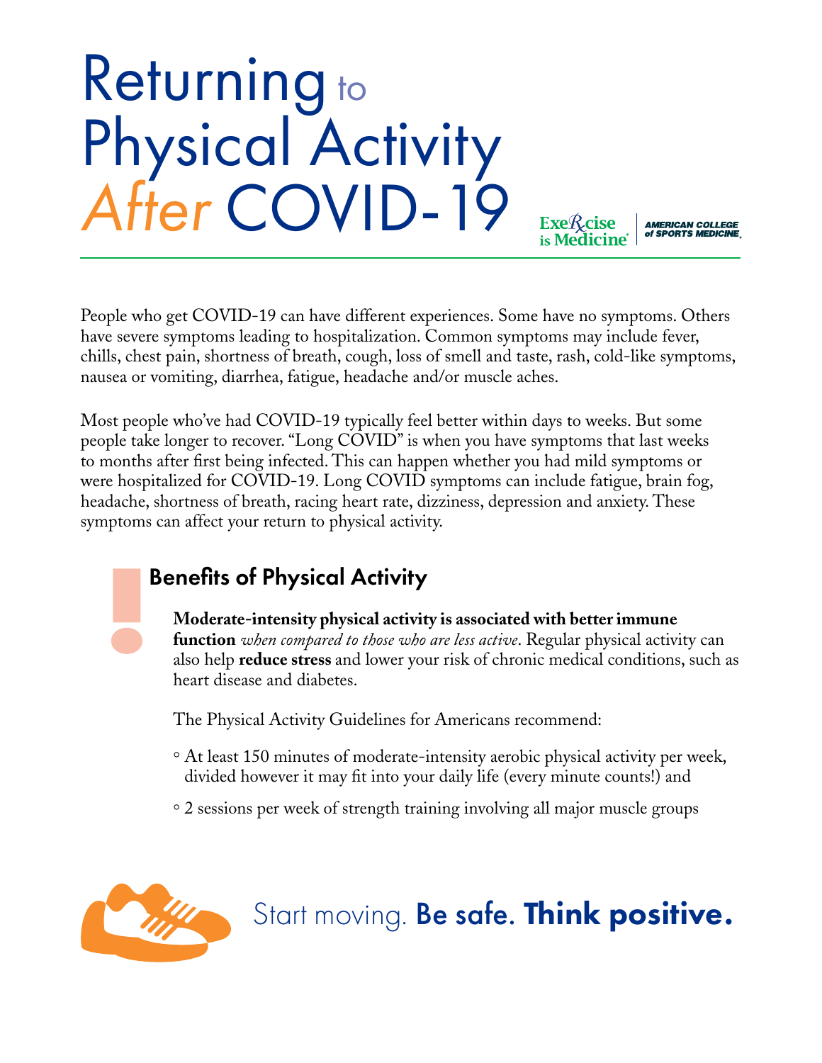# Returning to Physical Activity *After* COVID-19

Exercise is Medicine® | AMERICAN COLLEGE of SPORTS MEDICINE.

People who get COVID-19 can have different experiences. Some have no symptoms. Others have severe symptoms leading to hospitalization. Common symptoms may include fever, chills, chest pain, shortness of breath, cough, loss of smell and taste, rash, cold-like symptoms, nausea or vomiting, diarrhea, fatigue, headache and/or muscle aches.

Most people who've had COVID-19 typically feel better within days to weeks. But some people take longer to recover. "Long COVID" is when you have symptoms that last weeks to months after first being infected. This can happen whether you had mild symptoms or were hospitalized for COVID-19. Long COVID symptoms can include fatigue, brain fog, headache, shortness of breath, racing heart rate, dizziness, depression and anxiety. These symptoms can affect your return to physical activity.

## Benefits of Physical Activity

**Moderate-intensity physical activity is associated with better immune function** *when compared to those who are less active*. Regular physical activity can also help **reduce stress** and lower your risk of chronic medical conditions, such as heart disease and diabetes.

The Physical Activity Guidelines for Americans recommend:

- At least 150 minutes of moderate-intensity aerobic physical activity per week, divided however it may fit into your daily life (every minute counts!) and
- 2 sessions per week of strength training involving all major muscle groups

Start moving. **Be safe. Think positive.**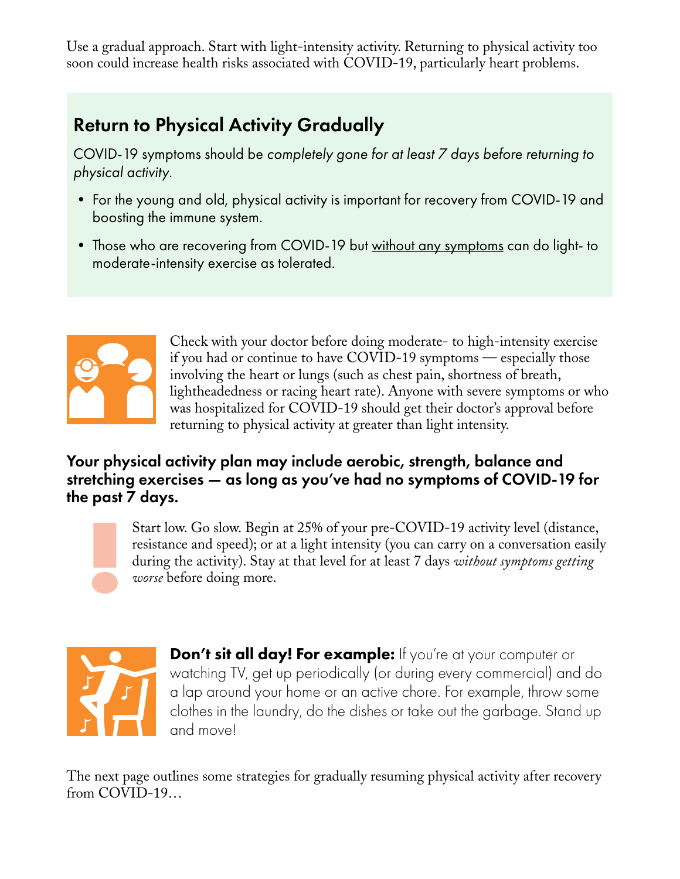Use a gradual approach. Start with light-intensity activity. Returning to physical activity too soon could increase health risks associated with COVID-19, particularly heart problems.

## Return to Physical Activity Gradually

COVID-19 symptoms should be *completely gone for at least 7 days before returning to physical activity.*

- For the young and old, physical activity is important for recovery from COVID-19 and boosting the immune system.
- Those who are recovering from COVID-19 but without any symptoms can do light- to moderate-intensity exercise as tolerated.

Check with your doctor before doing moderate- to high-intensity exercise if you had or continue to have COVID-19 symptoms — especially those involving the heart or lungs (such as chest pain, shortness of breath, lightheadedness or racing heart rate). Anyone with severe symptoms or who was hospitalized for COVID-19 should get their doctor's approval before returning to physical activity at greater than light intensity.

### Your physical activity plan may include aerobic, strength, balance and stretching exercises — as long as you've had no symptoms of COVID-19 for the past 7 days.

Start low. Go slow. Begin at 25% of your pre-COVID-19 activity level (distance, resistance and speed); or at a light intensity (you can carry on a conversation easily during the activity). Stay at that level for at least 7 days *without symptoms getting worse* before doing more.

**Don't sit all day! For example:** If you're at your computer or watching TV, get up periodically (or during every commercial) and do a lap around your home or an active chore. For example, throw some clothes in the laundry, do the dishes or take out the garbage. Stand up and move!

The next page outlines some strategies for gradually resuming physical activity after recovery from COVID-19…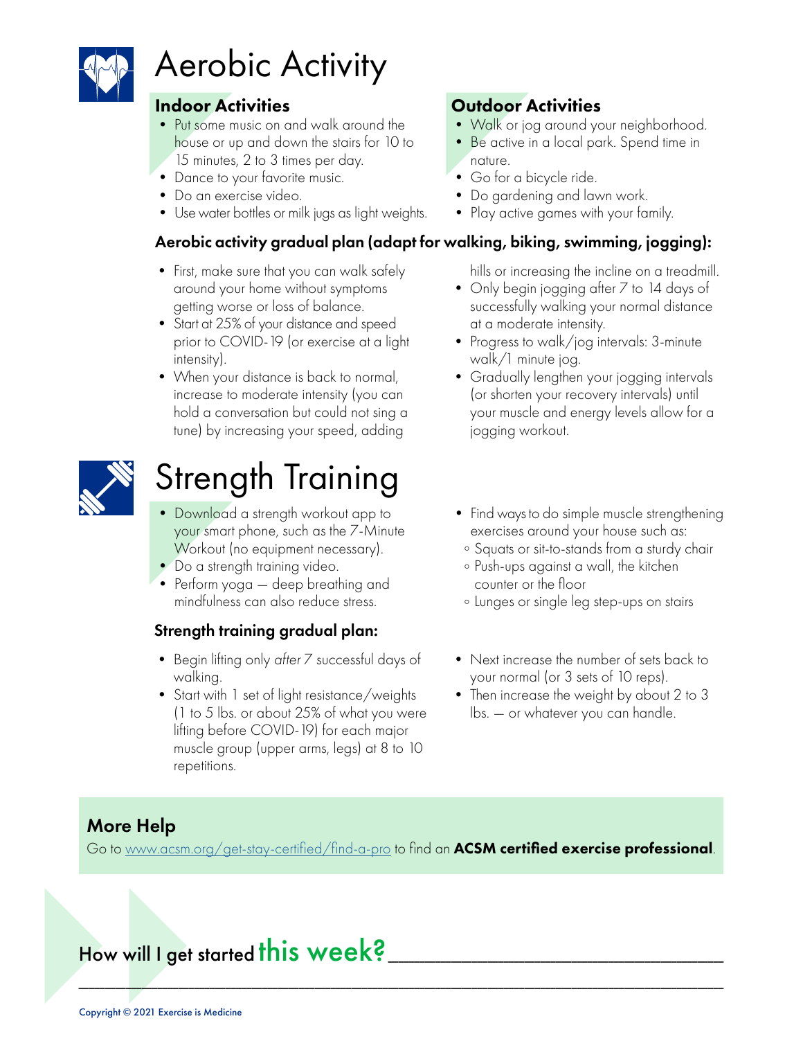# Aerobic Activity

### Indoor Activities

- Put some music on and walk around the house or up and down the stairs for 10 to 15 minutes, 2 to 3 times per day.
- Dance to your favorite music.
- Do an exercise video.
- Use water bottles or milk jugs as light weights.

### Outdoor Activities

- Walk or jog around your neighborhood.
- Be active in a local park. Spend time in nature.
- Go for a bicycle ride.
- Do gardening and lawn work.
- Play active games with your family.

### Aerobic activity gradual plan (adapt for walking, biking, swimming, jogging):

- First, make sure that you can walk safely around your home without symptoms getting worse or loss of balance.
- Start at 25% of your distance and speed prior to COVID-19 (or exercise at a light intensity).
- When your distance is back to normal, increase to moderate intensity (you can hold a conversation but could not sing a tune) by increasing your speed, adding hills or increasing the incline on a treadmill.
- Only begin jogging after 7 to 14 days of successfully walking your normal distance at a moderate intensity.
- Progress to walk/jog intervals: 3-minute walk/1 minute jog.
- Gradually lengthen your jogging intervals (or shorten your recovery intervals) until your muscle and energy levels allow for a jogging workout.

# Strength Training

- Download a strength workout app to your smart phone, such as the 7-Minute Workout (no equipment necessary).
- Do a strength training video.
- Perform yoga — deep breathing and mindfulness can also reduce stress.
- Find ways to do simple muscle strengthening exercises around your house such as:
  - Squats or sit-to-stands from a sturdy chair
  - Push-ups against a wall, the kitchen counter or the floor
  - Lunges or single leg step-ups on stairs

### Strength training gradual plan:

- Begin lifting only *after* 7 successful days of walking.
- Start with 1 set of light resistance/weights (1 to 5 lbs. or about 25% of what you were lifting before COVID-19) for each major muscle group (upper arms, legs) at 8 to 10 repetitions.
- Next increase the number of sets back to your normal (or 3 sets of 10 reps).
- Then increase the weight by about 2 to 3 lbs. — or whatever you can handle.

## More Help

Go to www.acsm.org/get-stay-certified/find-a-pro to find an **ACSM certified exercise professional**.

How will I get started **this week?** ______________________________

______________________________________________________________

Copyright © 2021 Exercise is Medicine